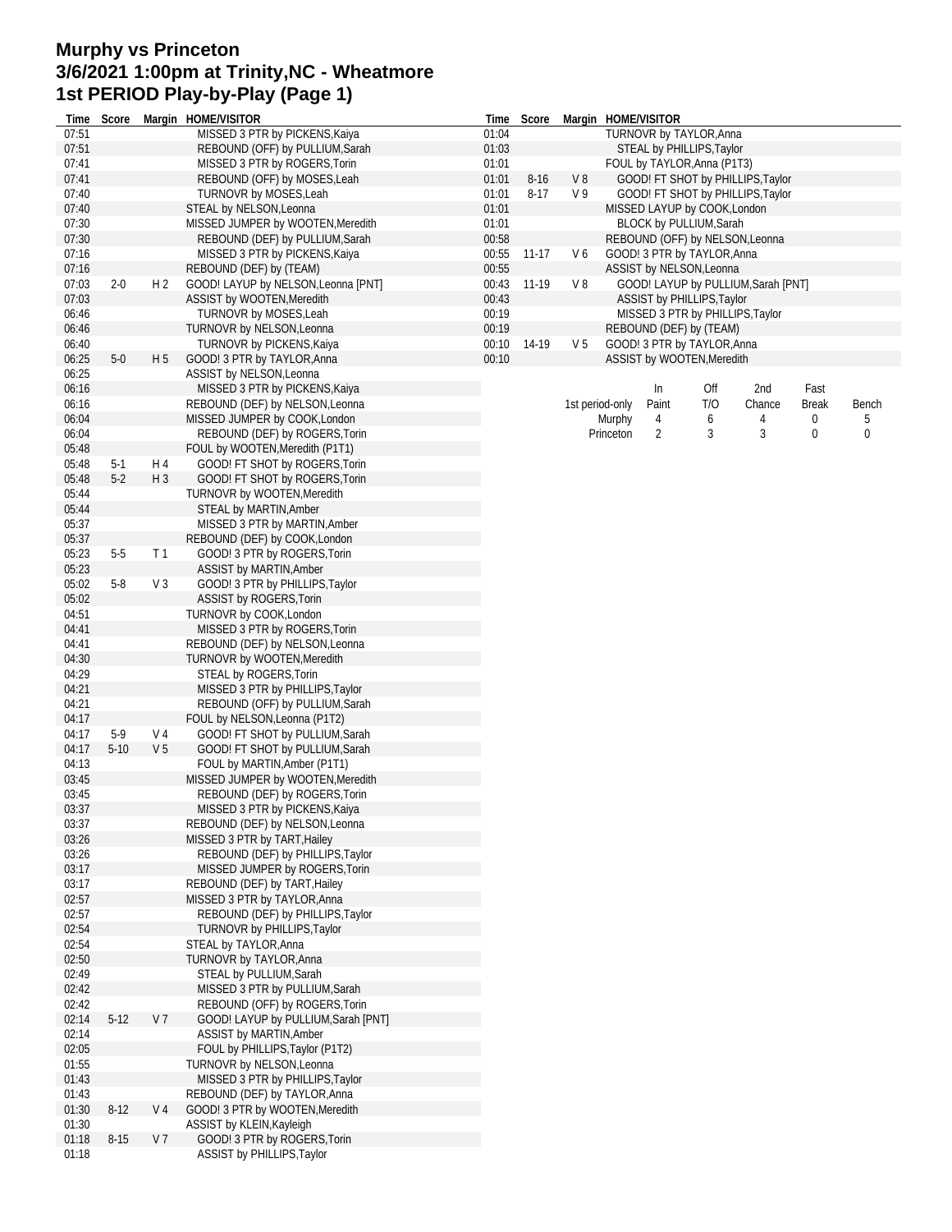# Murphy vs Princeton
# 3/6/2021 1:00pm at Trinity,NC - Wheatmore
# 1st PERIOD Play-by-Play (Page 1)

| Time | Score | Margin | HOME/VISITOR |
|---|---|---|---|
| 07:51 | | | MISSED 3 PTR by PICKENS,Kaiya |
| 07:51 | | | REBOUND (OFF) by PULLIUM,Sarah |
| 07:41 | | | MISSED 3 PTR by ROGERS,Torin |
| 07:41 | | | REBOUND (OFF) by MOSES,Leah |
| 07:40 | | | TURNOVR by MOSES,Leah |
| 07:40 | | | STEAL by NELSON,Leonna |
| 07:30 | | | MISSED JUMPER by WOOTEN,Meredith |
| 07:30 | | | REBOUND (DEF) by PULLIUM,Sarah |
| 07:16 | | | MISSED 3 PTR by PICKENS,Kaiya |
| 07:16 | | | REBOUND (DEF) by (TEAM) |
| 07:03 | 2-0 | H 2 | GOOD! LAYUP by NELSON,Leonna [PNT] |
| 07:03 | | | ASSIST by WOOTEN,Meredith |
| 06:46 | | | TURNOVR by MOSES,Leah |
| 06:46 | | | TURNOVR by NELSON,Leonna |
| 06:40 | | | TURNOVR by PICKENS,Kaiya |
| 06:25 | 5-0 | H 5 | GOOD! 3 PTR by TAYLOR,Anna |
| 06:25 | | | ASSIST by NELSON,Leonna |
| 06:16 | | | MISSED 3 PTR by PICKENS,Kaiya |
| 06:16 | | | REBOUND (DEF) by NELSON,Leonna |
| 06:04 | | | MISSED JUMPER by COOK,London |
| 06:04 | | | REBOUND (DEF) by ROGERS,Torin |
| 05:48 | | | FOUL by WOOTEN,Meredith (P1T1) |
| 05:48 | 5-1 | H 4 | GOOD! FT SHOT by ROGERS,Torin |
| 05:48 | 5-2 | H 3 | GOOD! FT SHOT by ROGERS,Torin |
| 05:44 | | | TURNOVR by WOOTEN,Meredith |
| 05:44 | | | STEAL by MARTIN,Amber |
| 05:37 | | | MISSED 3 PTR by MARTIN,Amber |
| 05:37 | | | REBOUND (DEF) by COOK,London |
| 05:23 | 5-5 | T 1 | GOOD! 3 PTR by ROGERS,Torin |
| 05:23 | | | ASSIST by MARTIN,Amber |
| 05:02 | 5-8 | V 3 | GOOD! 3 PTR by PHILLIPS,Taylor |
| 05:02 | | | ASSIST by ROGERS,Torin |
| 04:51 | | | TURNOVR by COOK,London |
| 04:41 | | | MISSED 3 PTR by ROGERS,Torin |
| 04:41 | | | REBOUND (DEF) by NELSON,Leonna |
| 04:30 | | | TURNOVR by WOOTEN,Meredith |
| 04:29 | | | STEAL by ROGERS,Torin |
| 04:21 | | | MISSED 3 PTR by PHILLIPS,Taylor |
| 04:21 | | | REBOUND (OFF) by PULLIUM,Sarah |
| 04:17 | | | FOUL by NELSON,Leonna (P1T2) |
| 04:17 | 5-9 | V 4 | GOOD! FT SHOT by PULLIUM,Sarah |
| 04:17 | 5-10 | V 5 | GOOD! FT SHOT by PULLIUM,Sarah |
| 04:13 | | | FOUL by MARTIN,Amber (P1T1) |
| 03:45 | | | MISSED JUMPER by WOOTEN,Meredith |
| 03:45 | | | REBOUND (DEF) by ROGERS,Torin |
| 03:37 | | | MISSED 3 PTR by PICKENS,Kaiya |
| 03:37 | | | REBOUND (DEF) by NELSON,Leonna |
| 03:26 | | | MISSED 3 PTR by TART,Hailey |
| 03:26 | | | REBOUND (DEF) by PHILLIPS,Taylor |
| 03:17 | | | MISSED JUMPER by ROGERS,Torin |
| 03:17 | | | REBOUND (DEF) by TART,Hailey |
| 02:57 | | | MISSED 3 PTR by TAYLOR,Anna |
| 02:57 | | | REBOUND (DEF) by PHILLIPS,Taylor |
| 02:54 | | | TURNOVR by PHILLIPS,Taylor |
| 02:54 | | | STEAL by TAYLOR,Anna |
| 02:50 | | | TURNOVR by TAYLOR,Anna |
| 02:49 | | | STEAL by PULLIUM,Sarah |
| 02:42 | | | MISSED 3 PTR by PULLIUM,Sarah |
| 02:42 | | | REBOUND (OFF) by ROGERS,Torin |
| 02:14 | 5-12 | V 7 | GOOD! LAYUP by PULLIUM,Sarah [PNT] |
| 02:14 | | | ASSIST by MARTIN,Amber |
| 02:05 | | | FOUL by PHILLIPS,Taylor (P1T2) |
| 01:55 | | | TURNOVR by NELSON,Leonna |
| 01:43 | | | MISSED 3 PTR by PHILLIPS,Taylor |
| 01:43 | | | REBOUND (DEF) by TAYLOR,Anna |
| 01:30 | 8-12 | V 4 | GOOD! 3 PTR by WOOTEN,Meredith |
| 01:30 | | | ASSIST by KLEIN,Kayleigh |
| 01:18 | 8-15 | V 7 | GOOD! 3 PTR by ROGERS,Torin |
| 01:18 | | | ASSIST by PHILLIPS,Taylor |
| 01:04 | | | TURNOVR by TAYLOR,Anna |
| 01:03 | | | STEAL by PHILLIPS,Taylor |
| 01:01 | | | FOUL by TAYLOR,Anna (P1T3) |
| 01:01 | 8-16 | V 8 | GOOD! FT SHOT by PHILLIPS,Taylor |
| 01:01 | 8-17 | V 9 | GOOD! FT SHOT by PHILLIPS,Taylor |
| 01:01 | | | MISSED LAYUP by COOK,London |
| 01:01 | | | BLOCK by PULLIUM,Sarah |
| 00:58 | | | REBOUND (OFF) by NELSON,Leonna |
| 00:55 | 11-17 | V 6 | GOOD! 3 PTR by TAYLOR,Anna |
| 00:55 | | | ASSIST by NELSON,Leonna |
| 00:43 | 11-19 | V 8 | GOOD! LAYUP by PULLIUM,Sarah [PNT] |
| 00:43 | | | ASSIST by PHILLIPS,Taylor |
| 00:19 | | | MISSED 3 PTR by PHILLIPS,Taylor |
| 00:19 | | | REBOUND (DEF) by (TEAM) |
| 00:10 | 14-19 | V 5 | GOOD! 3 PTR by TAYLOR,Anna |
| 00:10 | | | ASSIST by WOOTEN,Meredith |

| 1st period-only | In Paint | Off T/O | 2nd Chance | Fast Break | Bench |
|---|---|---|---|---|---|
| Murphy | 4 | 6 | 4 | 0 | 5 |
| Princeton | 2 | 3 | 3 | 0 | 0 |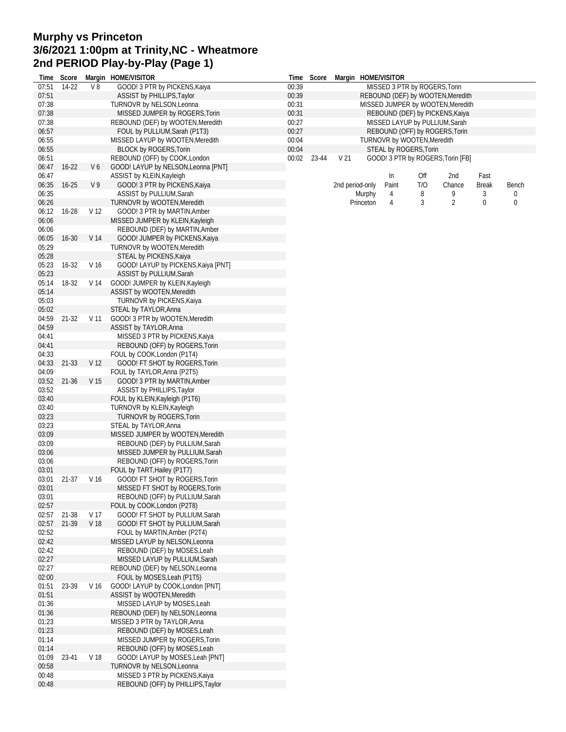# Murphy vs Princeton
## 3/6/2021 1:00pm at Trinity,NC - Wheatmore
## 2nd PERIOD Play-by-Play (Page 1)

| Time | Score | Margin | HOME/VISITOR |
|---|---|---|---|
| 07:51 | 14-22 | V 8 | GOOD! 3 PTR by PICKENS,Kaiya |
| 07:51 | | | ASSIST by PHILLIPS,Taylor |
| 07:38 | | | TURNOVR by NELSON,Leonna |
| 07:38 | | | MISSED JUMPER by ROGERS,Torin |
| 07:38 | | | REBOUND (DEF) by WOOTEN,Meredith |
| 06:57 | | | FOUL by PULLIUM,Sarah (P1T3) |
| 06:55 | | | MISSED LAYUP by WOOTEN,Meredith |
| 06:55 | | | BLOCK by ROGERS,Torin |
| 06:51 | | | REBOUND (OFF) by COOK,London |
| 06:47 | 16-22 | V 6 | GOOD! LAYUP by NELSON,Leonna [PNT] |
| 06:47 | | | ASSIST by KLEIN,Kayleigh |
| 06:35 | 16-25 | V 9 | GOOD! 3 PTR by PICKENS,Kaiya |
| 06:35 | | | ASSIST by PULLIUM,Sarah |
| 06:26 | | | TURNOVR by WOOTEN,Meredith |
| 06:12 | 16-28 | V 12 | GOOD! 3 PTR by MARTIN,Amber |
| 06:06 | | | MISSED JUMPER by KLEIN,Kayleigh |
| 06:06 | | | REBOUND (DEF) by MARTIN,Amber |
| 06:05 | 16-30 | V 14 | GOOD! JUMPER by PICKENS,Kaiya |
| 05:29 | | | TURNOVR by WOOTEN,Meredith |
| 05:28 | | | STEAL by PICKENS,Kaiya |
| 05:23 | 16-32 | V 16 | GOOD! LAYUP by PICKENS,Kaiya [PNT] |
| 05:23 | | | ASSIST by PULLIUM,Sarah |
| 05:14 | 18-32 | V 14 | GOOD! JUMPER by KLEIN,Kayleigh |
| 05:14 | | | ASSIST by WOOTEN,Meredith |
| 05:03 | | | TURNOVR by PICKENS,Kaiya |
| 05:02 | | | STEAL by TAYLOR,Anna |
| 04:59 | 21-32 | V 11 | GOOD! 3 PTR by WOOTEN,Meredith |
| 04:59 | | | ASSIST by TAYLOR,Anna |
| 04:41 | | | MISSED 3 PTR by PICKENS,Kaiya |
| 04:41 | | | REBOUND (OFF) by ROGERS,Torin |
| 04:33 | | | FOUL by COOK,London (P1T4) |
| 04:33 | 21-33 | V 12 | GOOD! FT SHOT by ROGERS,Torin |
| 04:09 | | | FOUL by TAYLOR,Anna (P2T5) |
| 03:52 | 21-36 | V 15 | GOOD! 3 PTR by MARTIN,Amber |
| 03:52 | | | ASSIST by PHILLIPS,Taylor |
| 03:40 | | | FOUL by KLEIN,Kayleigh (P1T6) |
| 03:40 | | | TURNOVR by KLEIN,Kayleigh |
| 03:23 | | | TURNOVR by ROGERS,Torin |
| 03:23 | | | STEAL by TAYLOR,Anna |
| 03:09 | | | MISSED JUMPER by WOOTEN,Meredith |
| 03:09 | | | REBOUND (DEF) by PULLIUM,Sarah |
| 03:06 | | | MISSED JUMPER by PULLIUM,Sarah |
| 03:06 | | | REBOUND (OFF) by ROGERS,Torin |
| 03:01 | | | FOUL by TART,Hailey (P1T7) |
| 03:01 | 21-37 | V 16 | GOOD! FT SHOT by ROGERS,Torin |
| 03:01 | | | MISSED FT SHOT by ROGERS,Torin |
| 03:01 | | | REBOUND (OFF) by PULLIUM,Sarah |
| 02:57 | | | FOUL by COOK,London (P2T8) |
| 02:57 | 21-38 | V 17 | GOOD! FT SHOT by PULLIUM,Sarah |
| 02:57 | 21-39 | V 18 | GOOD! FT SHOT by PULLIUM,Sarah |
| 02:52 | | | FOUL by MARTIN,Amber (P2T4) |
| 02:42 | | | MISSED LAYUP by NELSON,Leonna |
| 02:42 | | | REBOUND (DEF) by MOSES,Leah |
| 02:27 | | | MISSED LAYUP by PULLIUM,Sarah |
| 02:27 | | | REBOUND (DEF) by NELSON,Leonna |
| 02:00 | | | FOUL by MOSES,Leah (P1T5) |
| 01:51 | 23-39 | V 16 | GOOD! LAYUP by COOK,London [PNT] |
| 01:51 | | | ASSIST by WOOTEN,Meredith |
| 01:36 | | | MISSED LAYUP by MOSES,Leah |
| 01:36 | | | REBOUND (DEF) by NELSON,Leonna |
| 01:23 | | | MISSED 3 PTR by TAYLOR,Anna |
| 01:23 | | | REBOUND (DEF) by MOSES,Leah |
| 01:14 | | | MISSED JUMPER by ROGERS,Torin |
| 01:14 | | | REBOUND (OFF) by MOSES,Leah |
| 01:09 | 23-41 | V 18 | GOOD! LAYUP by MOSES,Leah [PNT] |
| 00:58 | | | TURNOVR by NELSON,Leonna |
| 00:48 | | | MISSED 3 PTR by PICKENS,Kaiya |
| 00:48 | | | REBOUND (OFF) by PHILLIPS,Taylor |
| 00:39 | | | MISSED 3 PTR by ROGERS,Torin |
| 00:39 | | | REBOUND (DEF) by WOOTEN,Meredith |
| 00:31 | | | MISSED JUMPER by WOOTEN,Meredith |
| 00:31 | | | REBOUND (DEF) by PICKENS,Kaiya |
| 00:27 | | | MISSED LAYUP by PULLIUM,Sarah |
| 00:27 | | | REBOUND (OFF) by ROGERS,Torin |
| 00:04 | | | TURNOVR by WOOTEN,Meredith |
| 00:04 | | | STEAL by ROGERS,Torin |
| 00:02 | 23-44 | V 21 | GOOD! 3 PTR by ROGERS,Torin [FB] |

| 2nd period-only | In Paint | Off T/O | 2nd Chance | Fast Break | Bench |
|---|---|---|---|---|---|
| Murphy | 4 | 8 | 9 | 3 | 0 |
| Princeton | 4 | 3 | 2 | 0 | 0 |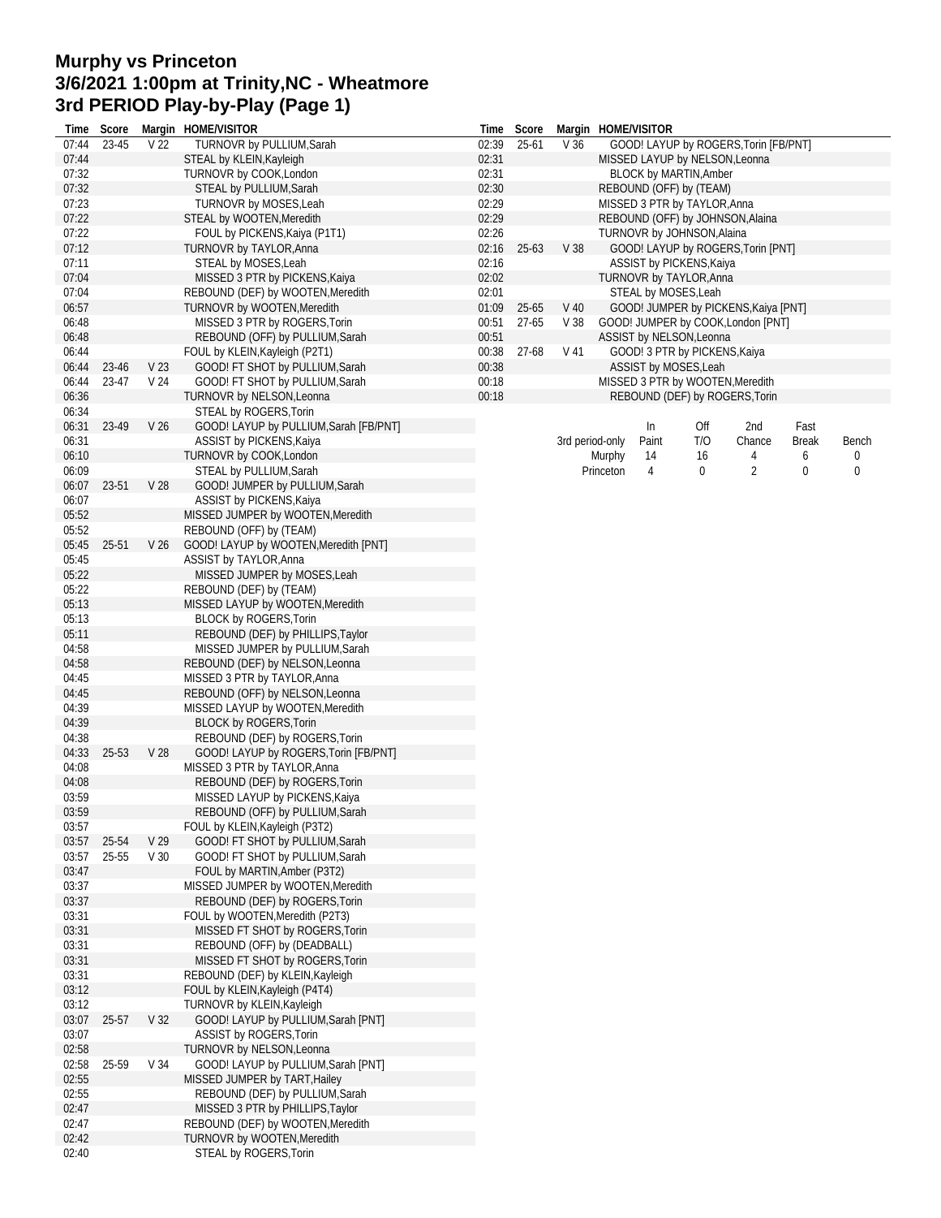# Murphy vs Princeton
## 3/6/2021 1:00pm at Trinity,NC - Wheatmore
## 3rd PERIOD Play-by-Play (Page 1)

| Time | Score | Margin | HOME/VISITOR |
|---|---|---|---|
| 07:44 | 23-45 | V 22 | TURNOVR by PULLIUM,Sarah |
| 07:44 | | | STEAL by KLEIN,Kayleigh |
| 07:32 | | | TURNOVR by COOK,London |
| 07:32 | | | STEAL by PULLIUM,Sarah |
| 07:23 | | | TURNOVR by MOSES,Leah |
| 07:22 | | | STEAL by WOOTEN,Meredith |
| 07:22 | | | FOUL by PICKENS,Kaiya (P1T1) |
| 07:12 | | | TURNOVR by TAYLOR,Anna |
| 07:11 | | | STEAL by MOSES,Leah |
| 07:04 | | | MISSED 3 PTR by PICKENS,Kaiya |
| 07:04 | | | REBOUND (DEF) by WOOTEN,Meredith |
| 06:57 | | | TURNOVR by WOOTEN,Meredith |
| 06:48 | | | MISSED 3 PTR by ROGERS,Torin |
| 06:48 | | | REBOUND (OFF) by PULLIUM,Sarah |
| 06:44 | | | FOUL by KLEIN,Kayleigh (P2T1) |
| 06:44 | 23-46 | V 23 | GOOD! FT SHOT by PULLIUM,Sarah |
| 06:44 | 23-47 | V 24 | GOOD! FT SHOT by PULLIUM,Sarah |
| 06:36 | | | TURNOVR by NELSON,Leonna |
| 06:34 | | | STEAL by ROGERS,Torin |
| 06:31 | 23-49 | V 26 | GOOD! LAYUP by PULLIUM,Sarah [FB/PNT] |
| 06:31 | | | ASSIST by PICKENS,Kaiya |
| 06:10 | | | TURNOVR by COOK,London |
| 06:09 | | | STEAL by PULLIUM,Sarah |
| 06:07 | 23-51 | V 28 | GOOD! JUMPER by PULLIUM,Sarah |
| 06:07 | | | ASSIST by PICKENS,Kaiya |
| 05:52 | | | MISSED JUMPER by WOOTEN,Meredith |
| 05:52 | | | REBOUND (OFF) by (TEAM) |
| 05:45 | 25-51 | V 26 | GOOD! LAYUP by WOOTEN,Meredith [PNT] |
| 05:45 | | | ASSIST by TAYLOR,Anna |
| 05:22 | | | MISSED JUMPER by MOSES,Leah |
| 05:22 | | | REBOUND (DEF) by (TEAM) |
| 05:13 | | | MISSED LAYUP by WOOTEN,Meredith |
| 05:13 | | | BLOCK by ROGERS,Torin |
| 05:11 | | | REBOUND (DEF) by PHILLIPS,Taylor |
| 04:58 | | | MISSED JUMPER by PULLIUM,Sarah |
| 04:58 | | | REBOUND (DEF) by NELSON,Leonna |
| 04:45 | | | MISSED 3 PTR by TAYLOR,Anna |
| 04:45 | | | REBOUND (OFF) by NELSON,Leonna |
| 04:39 | | | MISSED LAYUP by WOOTEN,Meredith |
| 04:39 | | | BLOCK by ROGERS,Torin |
| 04:38 | | | REBOUND (DEF) by ROGERS,Torin |
| 04:33 | 25-53 | V 28 | GOOD! LAYUP by ROGERS,Torin [FB/PNT] |
| 04:08 | | | MISSED 3 PTR by TAYLOR,Anna |
| 04:08 | | | REBOUND (DEF) by ROGERS,Torin |
| 03:59 | | | MISSED LAYUP by PICKENS,Kaiya |
| 03:59 | | | REBOUND (OFF) by PULLIUM,Sarah |
| 03:57 | | | FOUL by KLEIN,Kayleigh (P3T2) |
| 03:57 | 25-54 | V 29 | GOOD! FT SHOT by PULLIUM,Sarah |
| 03:57 | 25-55 | V 30 | GOOD! FT SHOT by PULLIUM,Sarah |
| 03:47 | | | FOUL by MARTIN,Amber (P3T2) |
| 03:37 | | | MISSED JUMPER by WOOTEN,Meredith |
| 03:37 | | | REBOUND (DEF) by ROGERS,Torin |
| 03:31 | | | FOUL by WOOTEN,Meredith (P2T3) |
| 03:31 | | | MISSED FT SHOT by ROGERS,Torin |
| 03:31 | | | REBOUND (OFF) by (DEADBALL) |
| 03:31 | | | MISSED FT SHOT by ROGERS,Torin |
| 03:31 | | | REBOUND (DEF) by KLEIN,Kayleigh |
| 03:12 | | | FOUL by KLEIN,Kayleigh (P4T4) |
| 03:12 | | | TURNOVR by KLEIN,Kayleigh |
| 03:07 | 25-57 | V 32 | GOOD! LAYUP by PULLIUM,Sarah [PNT] |
| 03:07 | | | ASSIST by ROGERS,Torin |
| 02:58 | | | TURNOVR by NELSON,Leonna |
| 02:58 | 25-59 | V 34 | GOOD! LAYUP by PULLIUM,Sarah [PNT] |
| 02:55 | | | MISSED JUMPER by TART,Hailey |
| 02:55 | | | REBOUND (DEF) by PULLIUM,Sarah |
| 02:47 | | | MISSED 3 PTR by PHILLIPS,Taylor |
| 02:47 | | | REBOUND (DEF) by WOOTEN,Meredith |
| 02:42 | | | TURNOVR by WOOTEN,Meredith |
| 02:40 | | | STEAL by ROGERS,Torin |
| 02:39 | 25-61 | V 36 | GOOD! LAYUP by ROGERS,Torin [FB/PNT] |
| 02:31 | | | MISSED LAYUP by NELSON,Leonna |
| 02:31 | | | BLOCK by MARTIN,Amber |
| 02:30 | | | REBOUND (OFF) by (TEAM) |
| 02:29 | | | MISSED 3 PTR by TAYLOR,Anna |
| 02:29 | | | REBOUND (OFF) by JOHNSON,Alaina |
| 02:26 | | | TURNOVR by JOHNSON,Alaina |
| 02:16 | 25-63 | V 38 | GOOD! LAYUP by ROGERS,Torin [PNT] |
| 02:16 | | | ASSIST by PICKENS,Kaiya |
| 02:02 | | | TURNOVR by TAYLOR,Anna |
| 02:01 | | | STEAL by MOSES,Leah |
| 01:09 | 25-65 | V 40 | GOOD! JUMPER by PICKENS,Kaiya [PNT] |
| 00:51 | 27-65 | V 38 | GOOD! JUMPER by COOK,London [PNT] |
| 00:51 | | | ASSIST by NELSON,Leonna |
| 00:38 | 27-68 | V 41 | GOOD! 3 PTR by PICKENS,Kaiya |
| 00:38 | | | ASSIST by MOSES,Leah |
| 00:18 | | | MISSED 3 PTR by WOOTEN,Meredith |
| 00:18 | | | REBOUND (DEF) by ROGERS,Torin |

| 3rd period-only | In Paint | Off T/O | 2nd Chance | Fast Break | Bench |
|---|---|---|---|---|---|
| Murphy | 14 | 16 | 4 | 6 | 0 |
| Princeton | 4 | 0 | 2 | 0 | 0 |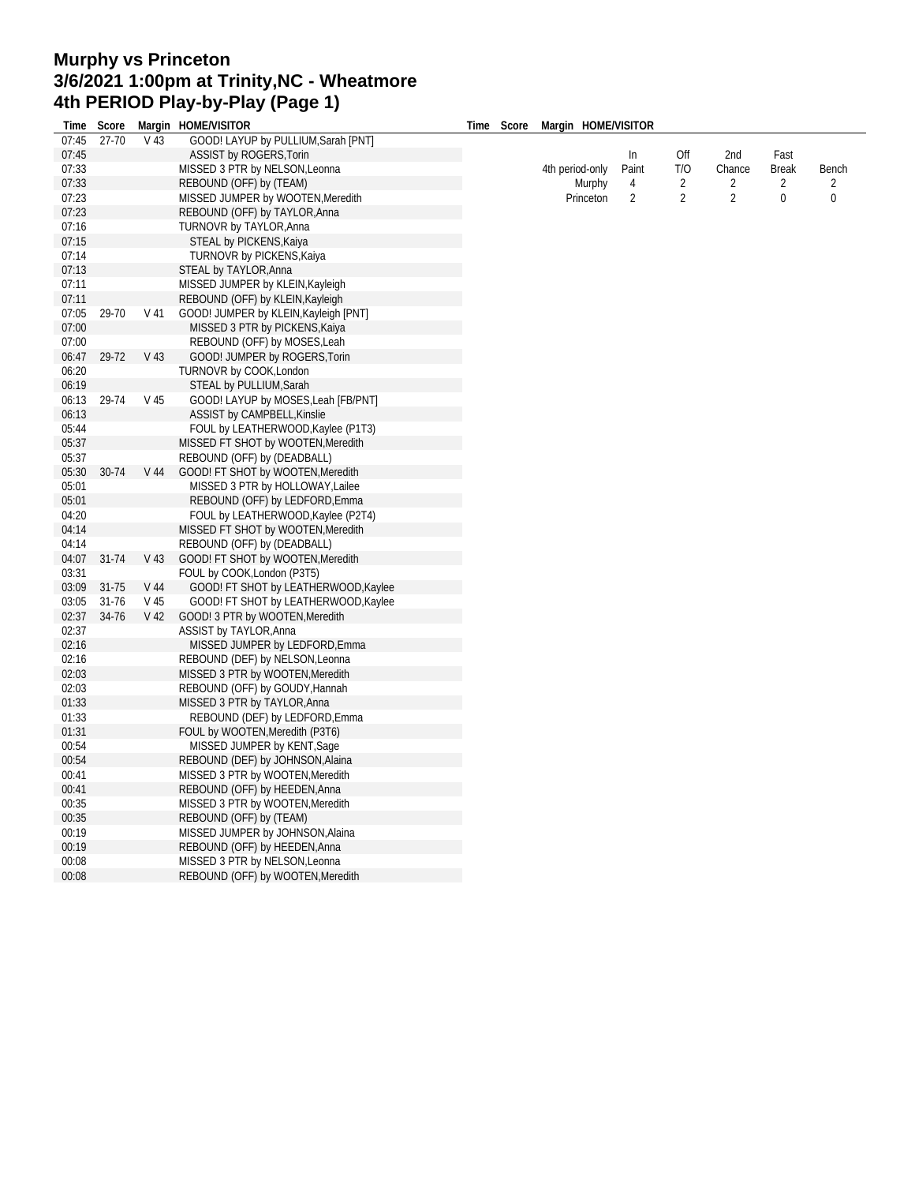# Murphy vs Princeton
# 3/6/2021 1:00pm at Trinity,NC - Wheatmore
# 4th PERIOD Play-by-Play (Page 1)

| Time | Score | Margin | HOME/VISITOR |
|---|---|---|---|
| 07:45 | 27-70 | V 43 | GOOD! LAYUP by PULLIUM,Sarah [PNT] |
| 07:45 | | | ASSIST by ROGERS,Torin |
| 07:33 | | | MISSED 3 PTR by NELSON,Leonna |
| 07:33 | | | REBOUND (OFF) by (TEAM) |
| 07:23 | | | MISSED JUMPER by WOOTEN,Meredith |
| 07:23 | | | REBOUND (OFF) by TAYLOR,Anna |
| 07:16 | | | TURNOVR by TAYLOR,Anna |
| 07:15 | | | STEAL by PICKENS,Kaiya |
| 07:14 | | | TURNOVR by PICKENS,Kaiya |
| 07:13 | | | STEAL by TAYLOR,Anna |
| 07:11 | | | MISSED JUMPER by KLEIN,Kayleigh |
| 07:11 | | | REBOUND (OFF) by KLEIN,Kayleigh |
| 07:05 | 29-70 | V 41 | GOOD! JUMPER by KLEIN,Kayleigh [PNT] |
| 07:00 | | | MISSED 3 PTR by PICKENS,Kaiya |
| 07:00 | | | REBOUND (OFF) by MOSES,Leah |
| 06:47 | 29-72 | V 43 | GOOD! JUMPER by ROGERS,Torin |
| 06:20 | | | TURNOVR by COOK,London |
| 06:19 | | | STEAL by PULLIUM,Sarah |
| 06:13 | 29-74 | V 45 | GOOD! LAYUP by MOSES,Leah [FB/PNT] |
| 06:13 | | | ASSIST by CAMPBELL,Kinslie |
| 05:44 | | | FOUL by LEATHERWOOD,Kaylee (P1T3) |
| 05:37 | | | MISSED FT SHOT by WOOTEN,Meredith |
| 05:37 | | | REBOUND (OFF) by (DEADBALL) |
| 05:30 | 30-74 | V 44 | GOOD! FT SHOT by WOOTEN,Meredith |
| 05:01 | | | MISSED 3 PTR by HOLLOWAY,Lailee |
| 05:01 | | | REBOUND (OFF) by LEDFORD,Emma |
| 04:20 | | | FOUL by LEATHERWOOD,Kaylee (P2T4) |
| 04:14 | | | MISSED FT SHOT by WOOTEN,Meredith |
| 04:14 | | | REBOUND (OFF) by (DEADBALL) |
| 04:07 | 31-74 | V 43 | GOOD! FT SHOT by WOOTEN,Meredith |
| 03:31 | | | FOUL by COOK,London (P3T5) |
| 03:09 | 31-75 | V 44 | GOOD! FT SHOT by LEATHERWOOD,Kaylee |
| 03:05 | 31-76 | V 45 | GOOD! FT SHOT by LEATHERWOOD,Kaylee |
| 02:37 | 34-76 | V 42 | GOOD! 3 PTR by WOOTEN,Meredith |
| 02:37 | | | ASSIST by TAYLOR,Anna |
| 02:16 | | | MISSED JUMPER by LEDFORD,Emma |
| 02:16 | | | REBOUND (DEF) by NELSON,Leonna |
| 02:03 | | | MISSED 3 PTR by WOOTEN,Meredith |
| 02:03 | | | REBOUND (OFF) by GOUDY,Hannah |
| 01:33 | | | MISSED 3 PTR by TAYLOR,Anna |
| 01:33 | | | REBOUND (DEF) by LEDFORD,Emma |
| 01:31 | | | FOUL by WOOTEN,Meredith (P3T6) |
| 00:54 | | | MISSED JUMPER by KENT,Sage |
| 00:54 | | | REBOUND (DEF) by JOHNSON,Alaina |
| 00:41 | | | MISSED 3 PTR by WOOTEN,Meredith |
| 00:41 | | | REBOUND (OFF) by HEEDEN,Anna |
| 00:35 | | | MISSED 3 PTR by WOOTEN,Meredith |
| 00:35 | | | REBOUND (OFF) by (TEAM) |
| 00:19 | | | MISSED JUMPER by JOHNSON,Alaina |
| 00:19 | | | REBOUND (OFF) by HEEDEN,Anna |
| 00:08 | | | MISSED 3 PTR by NELSON,Leonna |
| 00:08 | | | REBOUND (OFF) by WOOTEN,Meredith |

| 4th period-only | In Paint | Off T/O | 2nd Chance | Fast Break | Bench |
|---|---|---|---|---|---|
| Murphy | 4 | 2 | 2 | 2 | 2 |
| Princeton | 2 | 2 | 2 | 0 | 0 |